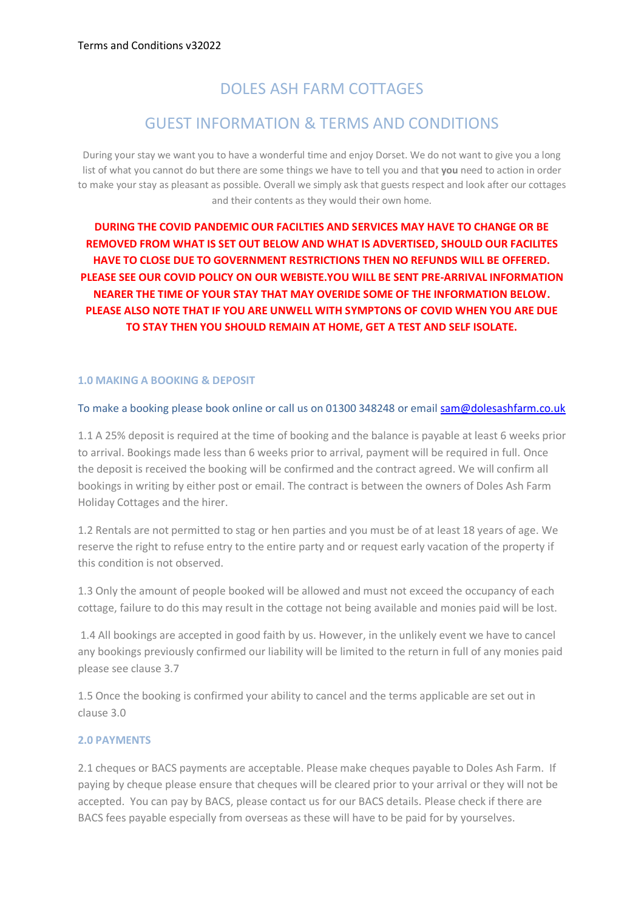Terms and Conditions v32022

# DOLES ASH FARM COTTAGES

# GUEST INFORMATION & TERMS AND CONDITIONS

During your stay we want you to have a wonderful time and enjoy Dorset. We do not want to give you a long list of what you cannot do but there are some things we have to tell you and that **you** need to action in order to make your stay as pleasant as possible. Overall we simply ask that guests respect and look after our cottages and their contents as they would their own home.

**DURING THE COVID PANDEMIC OUR FACILTIES AND SERVICES MAY HAVE TO CHANGE OR BE REMOVED FROM WHAT IS SET OUT BELOW AND WHAT IS ADVERTISED, SHOULD OUR FACILITES HAVE TO CLOSE DUE TO GOVERNMENT RESTRICTIONS THEN NO REFUNDS WILL BE OFFERED. PLEASE SEE OUR COVID POLICY ON OUR WEBISTE.YOU WILL BE SENT PRE-ARRIVAL INFORMATION NEARER THE TIME OF YOUR STAY THAT MAY OVERIDE SOME OF THE INFORMATION BELOW. PLEASE ALSO NOTE THAT IF YOU ARE UNWELL WITH SYMPTONS OF COVID WHEN YOU ARE DUE TO STAY THEN YOU SHOULD REMAIN AT HOME, GET A TEST AND SELF ISOLATE.**

### 1.0 MAKING A BOOKING & DEPOSIT

To make a booking please book online or call us on 01300 348248 or email sam@dolesashfarm.co.uk

1.1 A 25% deposit is required at the time of booking and the balance is payable at least 6 weeks prior to arrival. Bookings made less than 6 weeks prior to arrival, payment will be required in full. Once the deposit is received the booking will be confirmed and the contract agreed. We will confirm all bookings in writing by either post or email. The contract is between the owners of Doles Ash Farm Holiday Cottages and the hirer.

1.2 Rentals are not permitted to stag or hen parties and you must be of at least 18 years of age. We reserve the right to refuse entry to the entire party and or request early vacation of the property if this condition is not observed.

1.3 Only the amount of people booked will be allowed and must not exceed the occupancy of each cottage, failure to do this may result in the cottage not being available and monies paid will be lost.

1.4 All bookings are accepted in good faith by us. However, in the unlikely event we have to cancel any bookings previously confirmed our liability will be limited to the return in full of any monies paid please see clause 3.7

1.5 Once the booking is confirmed your ability to cancel and the terms applicable are set out in clause 3.0

### 2.0 PAYMENTS

2.1 cheques or BACS payments are acceptable. Please make cheques payable to Doles Ash Farm. If paying by cheque please ensure that cheques will be cleared prior to your arrival or they will not be accepted. You can pay by BACS, please contact us for our BACS details. Please check if there are BACS fees payable especially from overseas as these will have to be paid for by yourselves.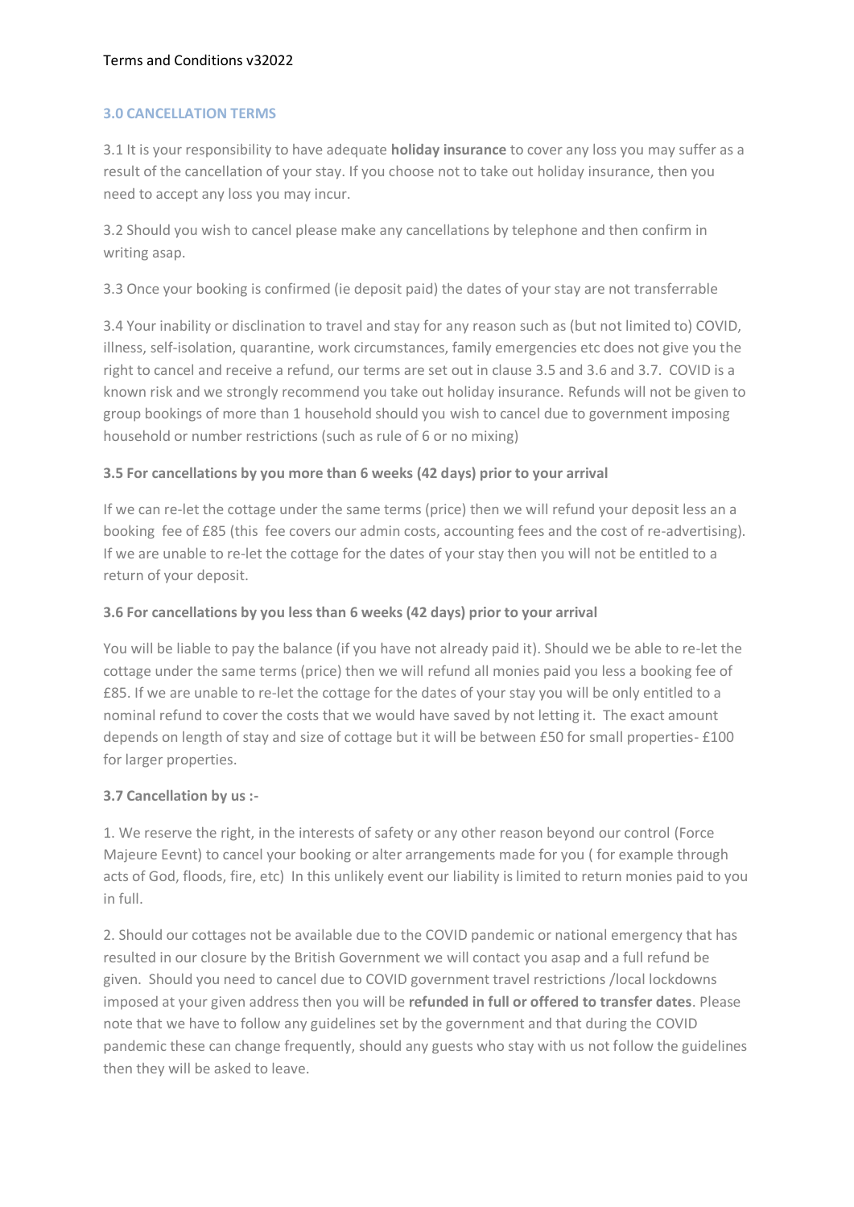## 3.0 CANCELLATION TERMS

3.1 It is your responsibility to have adequate **holiday insurance** to cover any loss you may suffer as a result of the cancellation of your stay. If you choose not to take out holiday insurance, then you need to accept any loss you may incur.

3.2 Should you wish to cancel please make any cancellations by telephone and then confirm in writing asap.

3.3 Once your booking is confirmed (ie deposit paid) the dates of your stay are not transferrable

3.4 Your inability or disclination to travel and stay for any reason such as (but not limited to) COVID, illness, self-isolation, quarantine, work circumstances, family emergencies etc does not give you the right to cancel and receive a refund, our terms are set out in clause 3.5 and 3.6 and 3.7. COVID is a known risk and we strongly recommend you take out holiday insurance. Refunds will not be given to group bookings of more than 1 household should you wish to cancel due to government imposing household or number restrictions (such as rule of 6 or no mixing)

**3.5 For cancellations by you more than 6 weeks (42 days) prior to your arrival**

If we can re-let the cottage under the same terms (price) then we will refund your deposit less an a booking fee of £85 (this fee covers our admin costs, accounting fees and the cost of re-advertising). If we are unable to re-let the cottage for the dates of your stay then you will not be entitled to a return of your deposit.

**3.6 For cancellations by you less than 6 weeks (42 days) prior to your arrival**

You will be liable to pay the balance (if you have not already paid it). Should we be able to re-let the cottage under the same terms (price) then we will refund all monies paid you less a booking fee of £85. If we are unable to re-let the cottage for the dates of your stay you will be only entitled to a nominal refund to cover the costs that we would have saved by not letting it. The exact amount depends on length of stay and size of cottage but it will be between £50 for small properties- £100 for larger properties.

**3.7 Cancellation by us :-**

1. We reserve the right, in the interests of safety or any other reason beyond our control (Force Majeure Eevnt) to cancel your booking or alter arrangements made for you ( for example through acts of God, floods, fire, etc) In this unlikely event our liability is limited to return monies paid to you in full.

2. Should our cottages not be available due to the COVID pandemic or national emergency that has resulted in our closure by the British Government we will contact you asap and a full refund be given. Should you need to cancel due to COVID government travel restrictions /local lockdowns imposed at your given address then you will be **refunded in full or offered to transfer dates**. Please note that we have to follow any guidelines set by the government and that during the COVID pandemic these can change frequently, should any guests who stay with us not follow the guidelines then they will be asked to leave.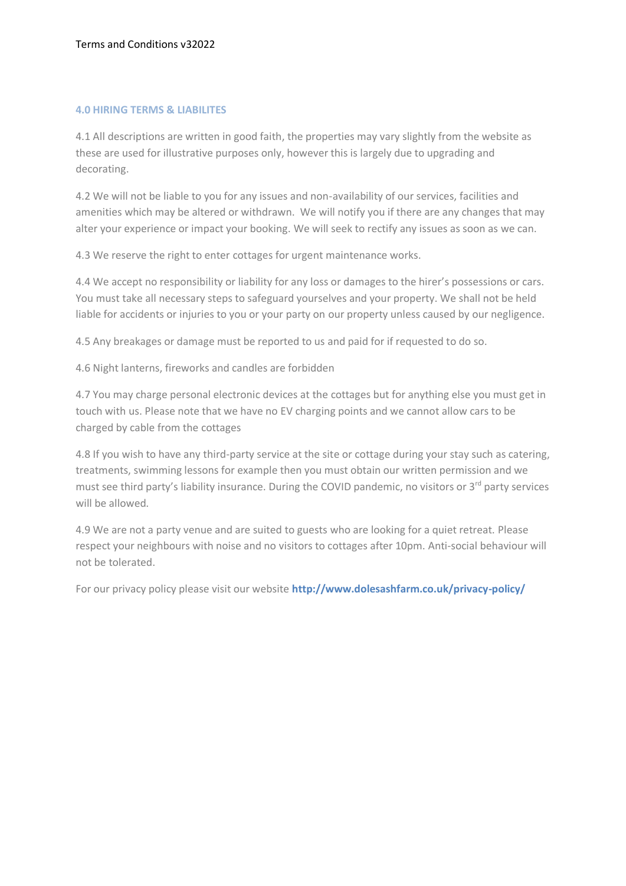## 4.0 HIRING TERMS & LIABILITES

4.1 All descriptions are written in good faith, the properties may vary slightly from the website as these are used for illustrative purposes only, however this is largely due to upgrading and decorating.

4.2 We will not be liable to you for any issues and non-availability of our services, facilities and amenities which may be altered or withdrawn. We will notify you if there are any changes that may alter your experience or impact your booking. We will seek to rectify any issues as soon as we can.

4.3 We reserve the right to enter cottages for urgent maintenance works.

4.4 We accept no responsibility or liability for any loss or damages to the hirer's possessions or cars. You must take all necessary steps to safeguard yourselves and your property. We shall not be held liable for accidents or injuries to you or your party on our property unless caused by our negligence.

4.5 Any breakages or damage must be reported to us and paid for if requested to do so.

4.6 Night lanterns, fireworks and candles are forbidden

4.7 You may charge personal electronic devices at the cottages but for anything else you must get in touch with us. Please note that we have no EV charging points and we cannot allow cars to be charged by cable from the cottages

4.8 If you wish to have any third-party service at the site or cottage during your stay such as catering, treatments, swimming lessons for example then you must obtain our written permission and we must see third party's liability insurance. During the COVID pandemic, no visitors or 3rd party services will be allowed.

4.9 We are not a party venue and are suited to guests who are looking for a quiet retreat. Please respect your neighbours with noise and no visitors to cottages after 10pm. Anti-social behaviour will not be tolerated.

For our privacy policy please visit our website **http://www.dolesashfarm.co.uk/privacy-policy/**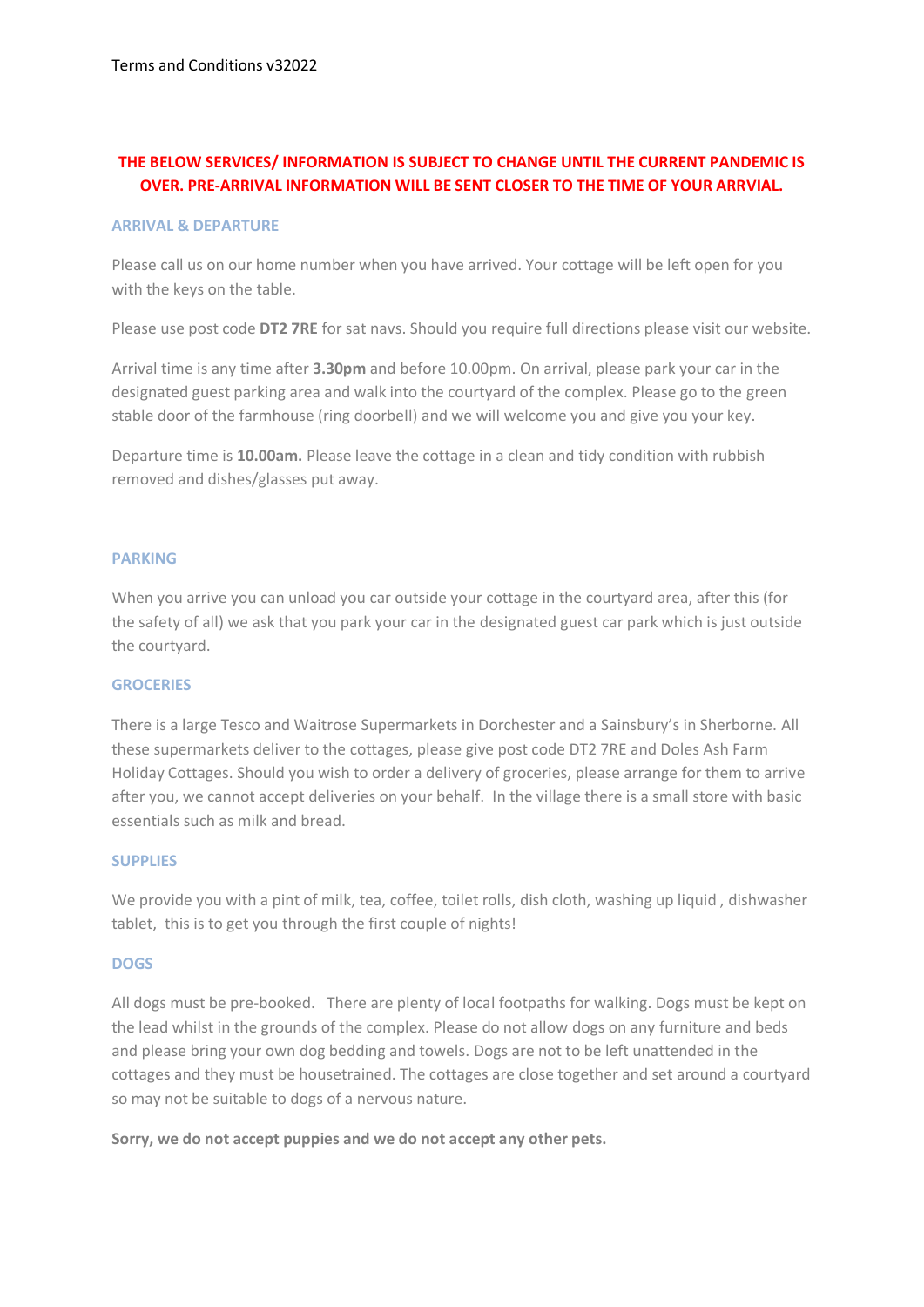Terms and Conditions v32022

**THE BELOW SERVICES/ INFORMATION IS SUBJECT TO CHANGE UNTIL THE CURRENT PANDEMIC IS OVER. PRE-ARRIVAL INFORMATION WILL BE SENT CLOSER TO THE TIME OF YOUR ARRVIAL.**

## ARRIVAL & DEPARTURE

Please call us on our home number when you have arrived. Your cottage will be left open for you with the keys on the table.

Please use post code **DT2 7RE** for sat navs. Should you require full directions please visit our website.

Arrival time is any time after **3.30pm** and before 10.00pm. On arrival, please park your car in the designated guest parking area and walk into the courtyard of the complex. Please go to the green stable door of the farmhouse (ring doorbell) and we will welcome you and give you your key.

Departure time is **10.00am.** Please leave the cottage in a clean and tidy condition with rubbish removed and dishes/glasses put away.

## PARKING

When you arrive you can unload you car outside your cottage in the courtyard area, after this (for the safety of all) we ask that you park your car in the designated guest car park which is just outside the courtyard.

## GROCERIES

There is a large Tesco and Waitrose Supermarkets in Dorchester and a Sainsbury's in Sherborne. All these supermarkets deliver to the cottages, please give post code DT2 7RE and Doles Ash Farm Holiday Cottages. Should you wish to order a delivery of groceries, please arrange for them to arrive after you, we cannot accept deliveries on your behalf. In the village there is a small store with basic essentials such as milk and bread.

## SUPPLIES

We provide you with a pint of milk, tea, coffee, toilet rolls, dish cloth, washing up liquid , dishwasher tablet, this is to get you through the first couple of nights!

## DOGS

All dogs must be pre-booked. There are plenty of local footpaths for walking. Dogs must be kept on the lead whilst in the grounds of the complex. Please do not allow dogs on any furniture and beds and please bring your own dog bedding and towels. Dogs are not to be left unattended in the cottages and they must be housetrained. The cottages are close together and set around a courtyard so may not be suitable to dogs of a nervous nature.

**Sorry, we do not accept puppies and we do not accept any other pets.**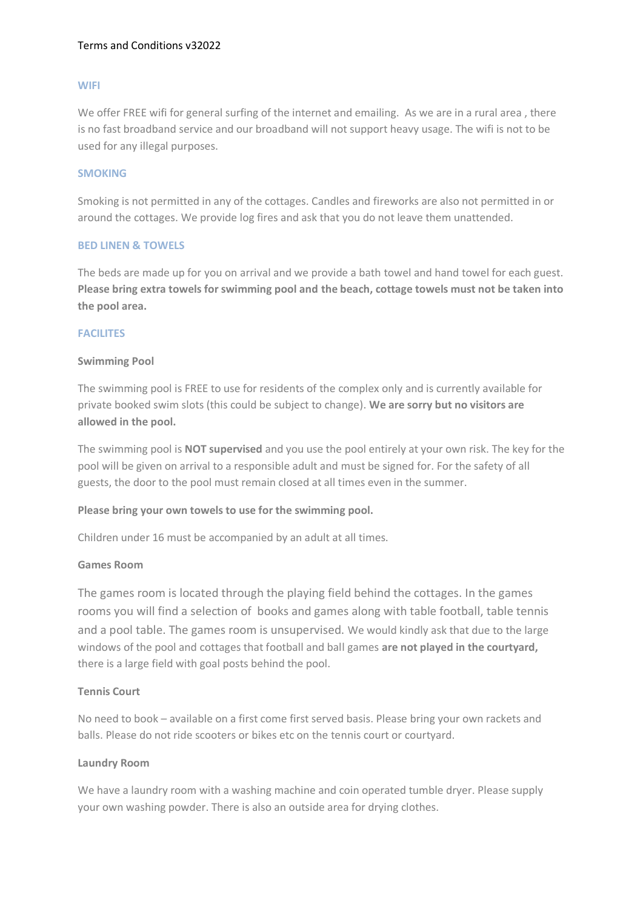Terms and Conditions v32022

## WIFI

We offer FREE wifi for general surfing of the internet and emailing. As we are in a rural area , there is no fast broadband service and our broadband will not support heavy usage. The wifi is not to be used for any illegal purposes.

## SMOKING

Smoking is not permitted in any of the cottages. Candles and fireworks are also not permitted in or around the cottages. We provide log fires and ask that you do not leave them unattended.

## BED LINEN & TOWELS

The beds are made up for you on arrival and we provide a bath towel and hand towel for each guest. **Please bring extra towels for swimming pool and the beach, cottage towels must not be taken into the pool area.**

## FACILITES

### Swimming Pool

The swimming pool is FREE to use for residents of the complex only and is currently available for private booked swim slots (this could be subject to change). **We are sorry but no visitors are allowed in the pool.**

The swimming pool is **NOT supervised** and you use the pool entirely at your own risk. The key for the pool will be given on arrival to a responsible adult and must be signed for. For the safety of all guests, the door to the pool must remain closed at all times even in the summer.

**Please bring your own towels to use for the swimming pool.**

Children under 16 must be accompanied by an adult at all times.

### Games Room

The games room is located through the playing field behind the cottages. In the games rooms you will find a selection of books and games along with table football, table tennis and a pool table. The games room is unsupervised. We would kindly ask that due to the large windows of the pool and cottages that football and ball games **are not played in the courtyard,** there is a large field with goal posts behind the pool.

### Tennis Court

No need to book – available on a first come first served basis. Please bring your own rackets and balls. Please do not ride scooters or bikes etc on the tennis court or courtyard.

### Laundry Room

We have a laundry room with a washing machine and coin operated tumble dryer. Please supply your own washing powder. There is also an outside area for drying clothes.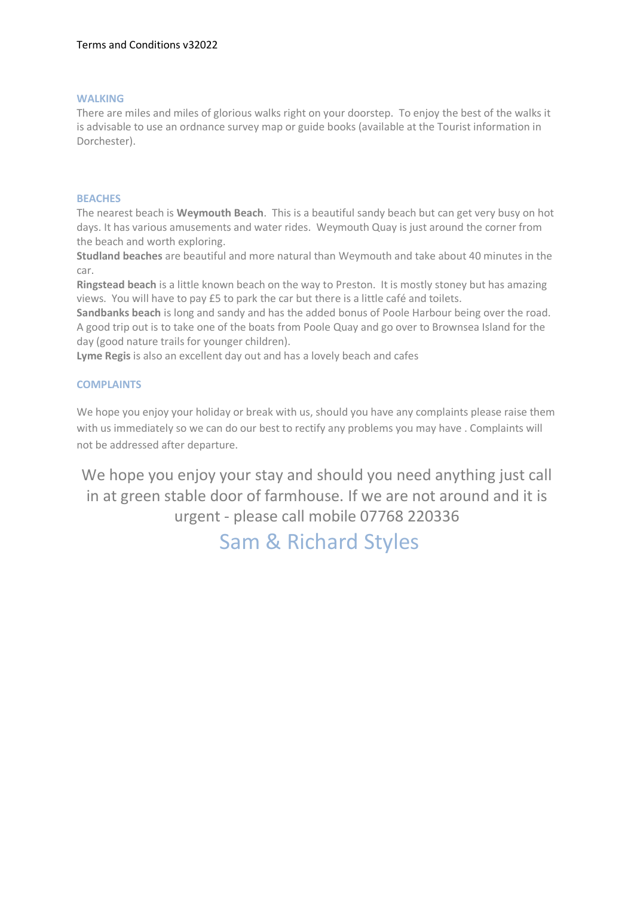## WALKING

There are miles and miles of glorious walks right on your doorstep. To enjoy the best of the walks it is advisable to use an ordnance survey map or guide books (available at the Tourist information in Dorchester).

## BEACHES

The nearest beach is **Weymouth Beach**. This is a beautiful sandy beach but can get very busy on hot days. It has various amusements and water rides. Weymouth Quay is just around the corner from the beach and worth exploring.

**Studland beaches** are beautiful and more natural than Weymouth and take about 40 minutes in the car.

**Ringstead beach** is a little known beach on the way to Preston. It is mostly stoney but has amazing views. You will have to pay £5 to park the car but there is a little café and toilets.

**Sandbanks beach** is long and sandy and has the added bonus of Poole Harbour being over the road. A good trip out is to take one of the boats from Poole Quay and go over to Brownsea Island for the day (good nature trails for younger children).

**Lyme Regis** is also an excellent day out and has a lovely beach and cafes

## COMPLAINTS

We hope you enjoy your holiday or break with us, should you have any complaints please raise them with us immediately so we can do our best to rectify any problems you may have . Complaints will not be addressed after departure.

We hope you enjoy your stay and should you need anything just call in at green stable door of farmhouse. If we are not around and it is urgent - please call mobile 07768 220336

Sam & Richard Styles